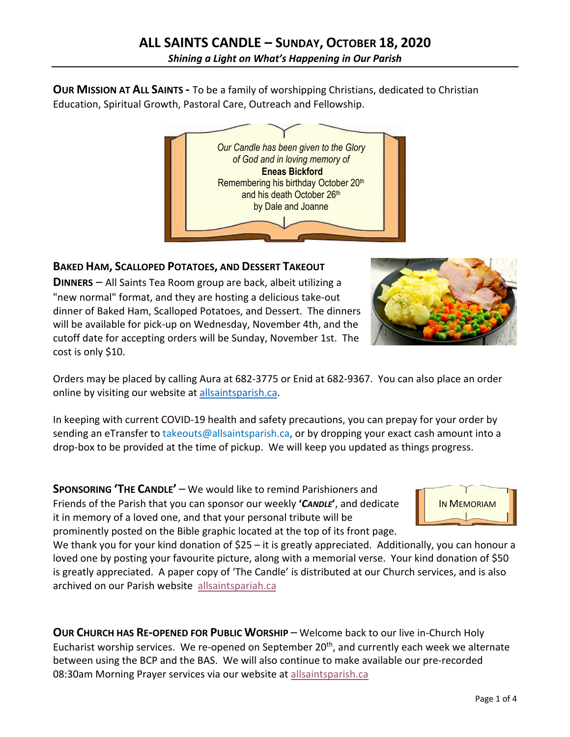# ALL SAINTS CANDLE – SUNDAY, OCTOBER 18, 2020

*Shining a Light on What's Happening in Our Parish*

**OUR MISSION AT ALL SAINTS -** To be a family of worshipping Christians, dedicated to Christian Education, Spiritual Growth, Pastoral Care, Outreach and Fellowship.

*Our Candle has been given to the Glory of God and in loving memory of*
**Eneas Bickford**
Remembering his birthday October 20th
and his death October 26th
by Dale and Joanne

**BAKED HAM, SCALLOPED POTATOES, AND DESSERT TAKEOUT DINNERS** – All Saints Tea Room group are back, albeit utilizing a "new normal" format, and they are hosting a delicious take-out dinner of Baked Ham, Scalloped Potatoes, and Dessert. The dinners will be available for pick-up on Wednesday, November 4th, and the cutoff date for accepting orders will be Sunday, November 1st. The cost is only $10.

Orders may be placed by calling Aura at 682-3775 or Enid at 682-9367. You can also place an order online by visiting our website at allsaintsparish.ca.

In keeping with current COVID-19 health and safety precautions, you can prepay for your order by sending an eTransfer to takeouts@allsaintsparish.ca, or by dropping your exact cash amount into a drop-box to be provided at the time of pickup. We will keep you updated as things progress.

**SPONSORING 'THE CANDLE'** – We would like to remind Parishioners and Friends of the Parish that you can sponsor our weekly **'*CANDLE*'**, and dedicate it in memory of a loved one, and that your personal tribute will be prominently posted on the Bible graphic located at the top of its front page. We thank you for your kind donation of $25 – it is greatly appreciated. Additionally, you can honour a loved one by posting your favourite picture, along with a memorial verse. Your kind donation of $50 is greatly appreciated. A paper copy of 'The Candle' is distributed at our Church services, and is also archived on our Parish website allsaintspariah.ca

IN MEMORIAM

**OUR CHURCH HAS RE-OPENED FOR PUBLIC WORSHIP** – Welcome back to our live in-Church Holy Eucharist worship services. We re-opened on September 20th, and currently each week we alternate between using the BCP and the BAS. We will also continue to make available our pre-recorded 08:30am Morning Prayer services via our website at allsaintsparish.ca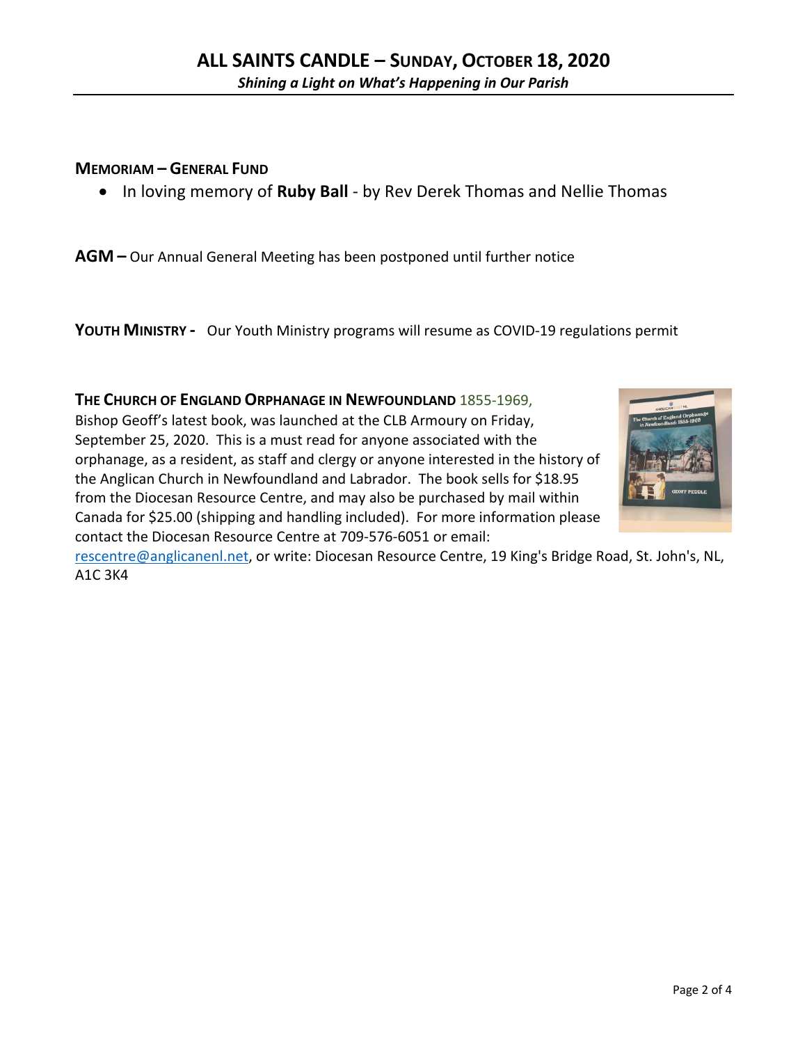**Memoriam – General Fund**

- In loving memory of **Ruby Ball** - by Rev Derek Thomas and Nellie Thomas

**AGM –** Our Annual General Meeting has been postponed until further notice

**Youth Ministry -** Our Youth Ministry programs will resume as COVID-19 regulations permit

**The Church of England Orphanage in Newfoundland** 1855-1969, Bishop Geoff's latest book, was launched at the CLB Armoury on Friday, September 25, 2020. This is a must read for anyone associated with the orphanage, as a resident, as staff and clergy or anyone interested in the history of the Anglican Church in Newfoundland and Labrador. The book sells for $18.95 from the Diocesan Resource Centre, and may also be purchased by mail within Canada for $25.00 (shipping and handling included). For more information please contact the Diocesan Resource Centre at 709-576-6051 or email: rescentre@anglicanenl.net, or write: Diocesan Resource Centre, 19 King's Bridge Road, St. John's, NL, A1C 3K4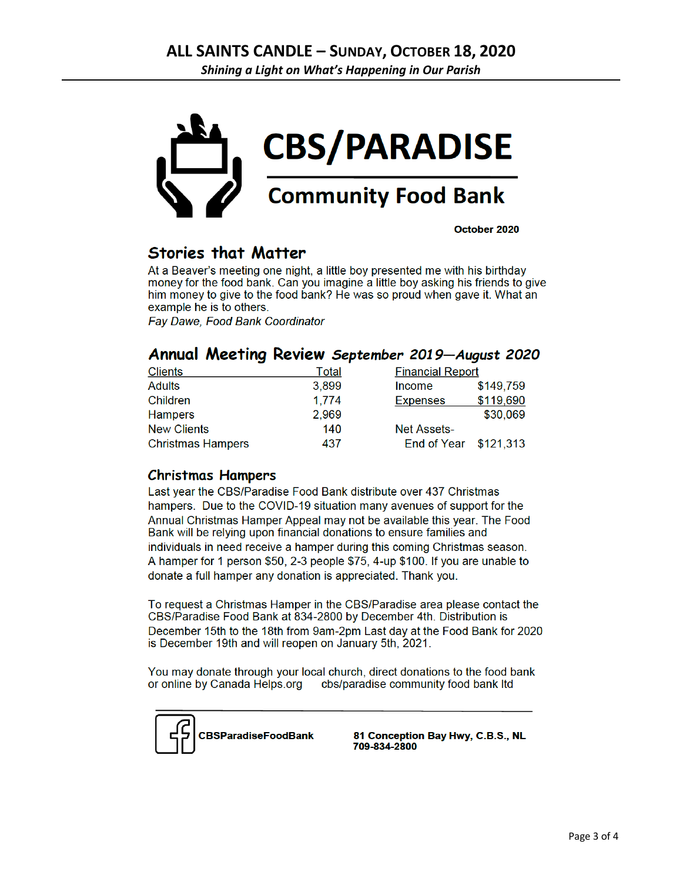# CBS/PARADISE

## Community Food Bank

**October 2020**

## Stories that Matter

At a Beaver's meeting one night, a little boy presented me with his birthday money for the food bank. Can you imagine a little boy asking his friends to give him money to give to the food bank? He was so proud when gave it. What an example he is to others.

*Fay Dawe, Food Bank Coordinator*

## Annual Meeting Review *September 2019—August 2020*

| Clients | Total |
|---|---|
| Adults | 3,899 |
| Children | 1,774 |
| Hampers | 2,969 |
| New Clients | 140 |
| Christmas Hampers | 437 |

| Financial Report | |
|---|---|
| Income | $149,759 |
| Expenses | $119,690 |
| | $30,069 |
| Net Assets- End of Year | $121,313 |

## Christmas Hampers

Last year the CBS/Paradise Food Bank distribute over 437 Christmas hampers. Due to the COVID-19 situation many avenues of support for the Annual Christmas Hamper Appeal may not be available this year. The Food Bank will be relying upon financial donations to ensure families and individuals in need receive a hamper during this coming Christmas season. A hamper for 1 person $50, 2-3 people $75, 4-up $100. If you are unable to donate a full hamper any donation is appreciated. Thank you.

To request a Christmas Hamper in the CBS/Paradise area please contact the CBS/Paradise Food Bank at 834-2800 by December 4th. Distribution is December 15th to the 18th from 9am-2pm Last day at the Food Bank for 2020 is December 19th and will reopen on January 5th, 2021.

You may donate through your local church, direct donations to the food bank or online by Canada Helps.org cbs/paradise community food bank ltd

---

**CBSParadiseFoodBank**

**81 Conception Bay Hwy, C.B.S., NL**
**709-834-2800**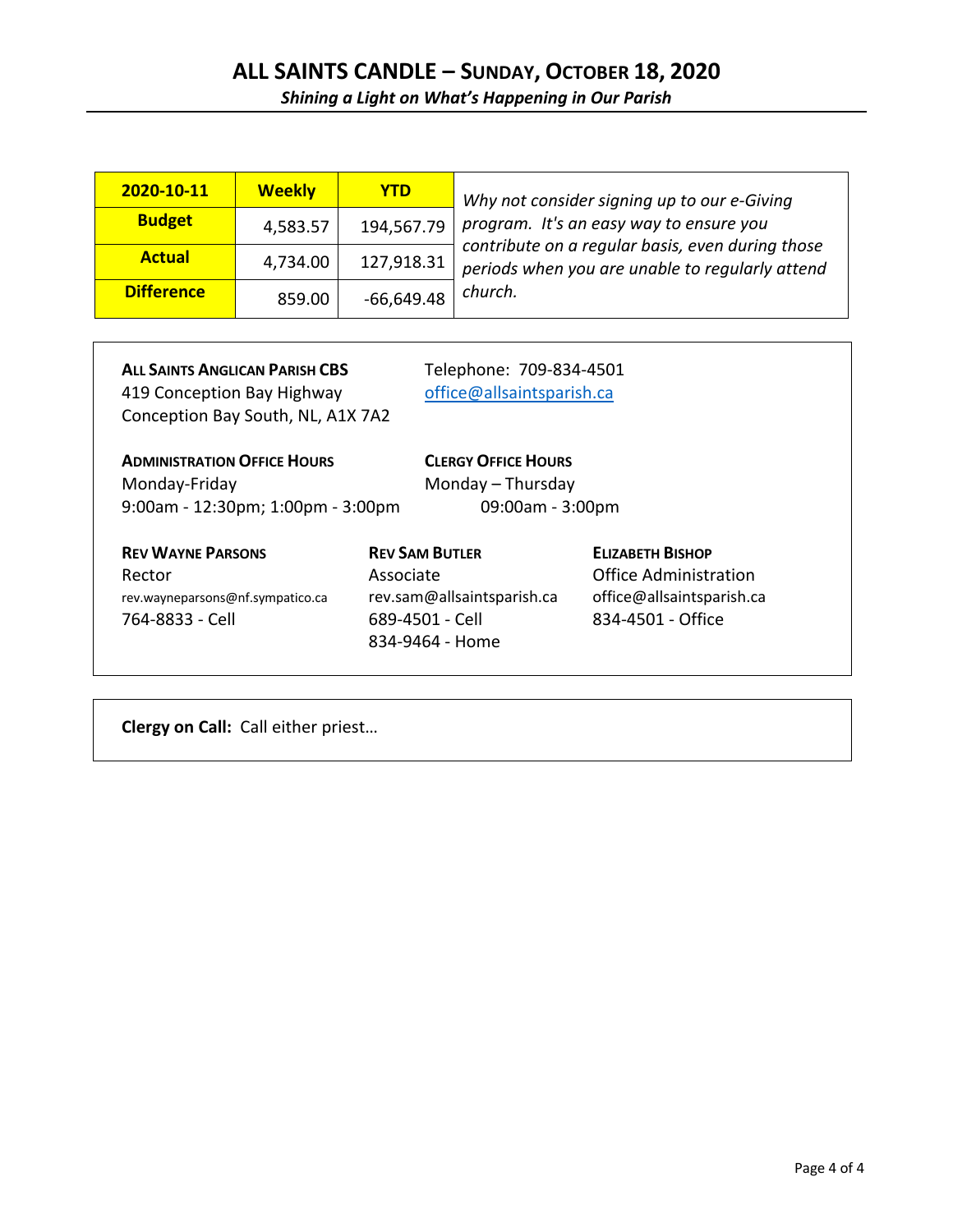# ALL SAINTS CANDLE – SUNDAY, OCTOBER 18, 2020

***Shining a Light on What's Happening in Our Parish***

| 2020-10-11 | Weekly | YTD |
|---|---|---|
| **Budget** | 4,583.57 | 194,567.79 |
| **Actual** | 4,734.00 | 127,918.31 |
| **Difference** | 859.00 | -66,649.48 |

*Why not consider signing up to our e-Giving program. It's an easy way to ensure you contribute on a regular basis, even during those periods when you are unable to regularly attend church.*

**ALL SAINTS ANGLICAN PARISH CBS**
419 Conception Bay Highway
Conception Bay South, NL, A1X 7A2

Telephone: 709-834-4501
office@allsaintsparish.ca

**ADMINISTRATION OFFICE HOURS**
Monday-Friday
9:00am - 12:30pm; 1:00pm - 3:00pm

**CLERGY OFFICE HOURS**
Monday – Thursday
09:00am - 3:00pm

**REV WAYNE PARSONS**
Rector
rev.wayneparsons@nf.sympatico.ca
764-8833 - Cell

**REV SAM BUTLER**
Associate
rev.sam@allsaintsparish.ca
689-4501 - Cell
834-9464 - Home

**ELIZABETH BISHOP**
Office Administration
office@allsaintsparish.ca
834-4501 - Office

**Clergy on Call:** Call either priest…